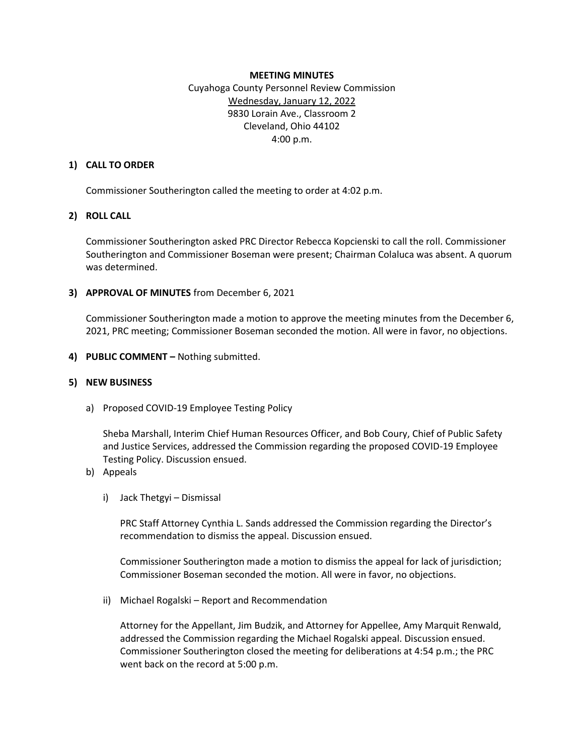**MEETING MINUTES**

Cuyahoga County Personnel Review Commission
Wednesday, January 12, 2022
9830 Lorain Ave., Classroom 2
Cleveland, Ohio 44102
4:00 p.m.

**1) CALL TO ORDER**

Commissioner Southerington called the meeting to order at 4:02 p.m.

**2) ROLL CALL**

Commissioner Southerington asked PRC Director Rebecca Kopcienski to call the roll. Commissioner Southerington and Commissioner Boseman were present; Chairman Colaluca was absent. A quorum was determined.

**3) APPROVAL OF MINUTES** from December 6, 2021

Commissioner Southerington made a motion to approve the meeting minutes from the December 6, 2021, PRC meeting; Commissioner Boseman seconded the motion. All were in favor, no objections.

**4) PUBLIC COMMENT –** Nothing submitted.

**5) NEW BUSINESS**

a) Proposed COVID-19 Employee Testing Policy

Sheba Marshall, Interim Chief Human Resources Officer, and Bob Coury, Chief of Public Safety and Justice Services, addressed the Commission regarding the proposed COVID-19 Employee Testing Policy. Discussion ensued.

b) Appeals

i) Jack Thetgyi – Dismissal

PRC Staff Attorney Cynthia L. Sands addressed the Commission regarding the Director's recommendation to dismiss the appeal. Discussion ensued.

Commissioner Southerington made a motion to dismiss the appeal for lack of jurisdiction; Commissioner Boseman seconded the motion. All were in favor, no objections.

ii) Michael Rogalski – Report and Recommendation

Attorney for the Appellant, Jim Budzik, and Attorney for Appellee, Amy Marquit Renwald, addressed the Commission regarding the Michael Rogalski appeal. Discussion ensued. Commissioner Southerington closed the meeting for deliberations at 4:54 p.m.; the PRC went back on the record at 5:00 p.m.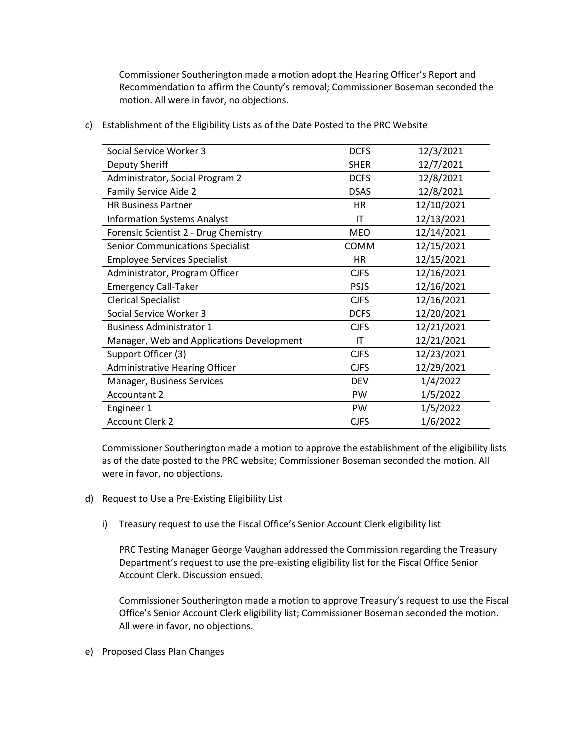Commissioner Southerington made a motion adopt the Hearing Officer's Report and Recommendation to affirm the County's removal; Commissioner Boseman seconded the motion. All were in favor, no objections.

c) Establishment of the Eligibility Lists as of the Date Posted to the PRC Website

| | | |
|---|---|---|
| Social Service Worker 3 | DCFS | 12/3/2021 |
| Deputy Sheriff | SHER | 12/7/2021 |
| Administrator, Social Program 2 | DCFS | 12/8/2021 |
| Family Service Aide 2 | DSAS | 12/8/2021 |
| HR Business Partner | HR | 12/10/2021 |
| Information Systems Analyst | IT | 12/13/2021 |
| Forensic Scientist 2 - Drug Chemistry | MEO | 12/14/2021 |
| Senior Communications Specialist | COMM | 12/15/2021 |
| Employee Services Specialist | HR | 12/15/2021 |
| Administrator, Program Officer | CJFS | 12/16/2021 |
| Emergency Call-Taker | PSJS | 12/16/2021 |
| Clerical Specialist | CJFS | 12/16/2021 |
| Social Service Worker 3 | DCFS | 12/20/2021 |
| Business Administrator 1 | CJFS | 12/21/2021 |
| Manager, Web and Applications Development | IT | 12/21/2021 |
| Support Officer (3) | CJFS | 12/23/2021 |
| Administrative Hearing Officer | CJFS | 12/29/2021 |
| Manager, Business Services | DEV | 1/4/2022 |
| Accountant 2 | PW | 1/5/2022 |
| Engineer 1 | PW | 1/5/2022 |
| Account Clerk 2 | CJFS | 1/6/2022 |

Commissioner Southerington made a motion to approve the establishment of the eligibility lists as of the date posted to the PRC website; Commissioner Boseman seconded the motion. All were in favor, no objections.

d) Request to Use a Pre-Existing Eligibility List

i) Treasury request to use the Fiscal Office's Senior Account Clerk eligibility list

PRC Testing Manager George Vaughan addressed the Commission regarding the Treasury Department's request to use the pre-existing eligibility list for the Fiscal Office Senior Account Clerk. Discussion ensued.

Commissioner Southerington made a motion to approve Treasury's request to use the Fiscal Office's Senior Account Clerk eligibility list; Commissioner Boseman seconded the motion. All were in favor, no objections.

e) Proposed Class Plan Changes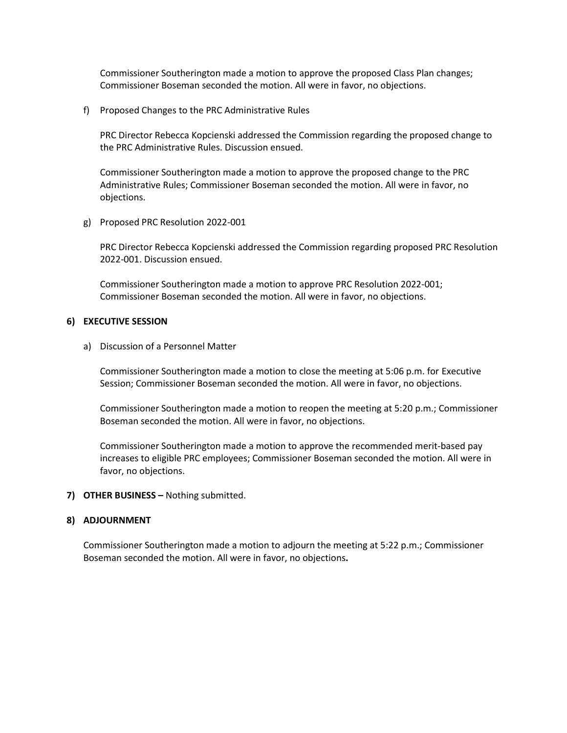Commissioner Southerington made a motion to approve the proposed Class Plan changes; Commissioner Boseman seconded the motion. All were in favor, no objections.

f) Proposed Changes to the PRC Administrative Rules

PRC Director Rebecca Kopcienski addressed the Commission regarding the proposed change to the PRC Administrative Rules. Discussion ensued.

Commissioner Southerington made a motion to approve the proposed change to the PRC Administrative Rules; Commissioner Boseman seconded the motion. All were in favor, no objections.

g) Proposed PRC Resolution 2022-001

PRC Director Rebecca Kopcienski addressed the Commission regarding proposed PRC Resolution 2022-001. Discussion ensued.

Commissioner Southerington made a motion to approve PRC Resolution 2022-001; Commissioner Boseman seconded the motion. All were in favor, no objections.

**6) EXECUTIVE SESSION**

a) Discussion of a Personnel Matter

Commissioner Southerington made a motion to close the meeting at 5:06 p.m. for Executive Session; Commissioner Boseman seconded the motion. All were in favor, no objections.

Commissioner Southerington made a motion to reopen the meeting at 5:20 p.m.; Commissioner Boseman seconded the motion. All were in favor, no objections.

Commissioner Southerington made a motion to approve the recommended merit-based pay increases to eligible PRC employees; Commissioner Boseman seconded the motion. All were in favor, no objections.

**7) OTHER BUSINESS –** Nothing submitted.

**8) ADJOURNMENT**

Commissioner Southerington made a motion to adjourn the meeting at 5:22 p.m.; Commissioner Boseman seconded the motion. All were in favor, no objections.